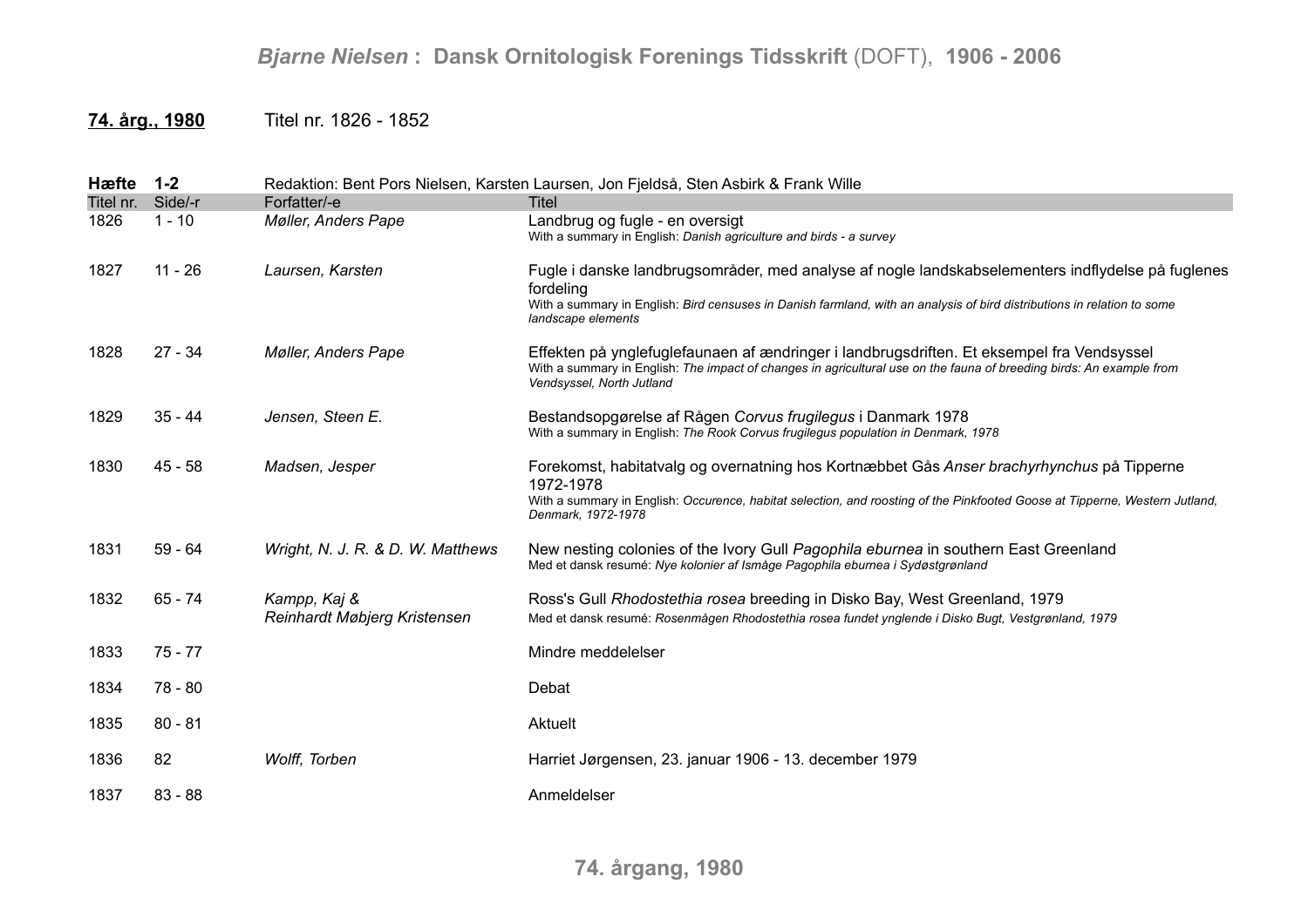**74. årg., 1980** Titel nr. 1826 - 1852

**Hæfte 1-2** Redaktion: Bent Pors Nielsen, Karsten Laursen, Jon Fjeldså, Sten Asbirk & Frank Wille

| Titel nr. | Side/-r | Forfatter/-e | Titel |
|---|---|---|---|
| 1826 | 1 - 10 | *Møller, Anders Pape* | Landbrug og fugle - en oversigt<br>With a summary in English: *Danish agriculture and birds - a survey* |
| 1827 | 11 - 26 | *Laursen, Karsten* | Fugle i danske landbrugsområder, med analyse af nogle landskabselementers indflydelse på fuglenes fordeling<br>With a summary in English: *Bird censuses in Danish farmland, with an analysis of bird distributions in relation to some landscape elements* |
| 1828 | 27 - 34 | *Møller, Anders Pape* | Effekten på ynglefuglefaunaen af ændringer i landbrugsdriften. Et eksempel fra Vendsyssel<br>With a summary in English: *The impact of changes in agricultural use on the fauna of breeding birds: An example from Vendsyssel, North Jutland* |
| 1829 | 35 - 44 | *Jensen, Steen E.* | Bestandsopgørelse af Rågen *Corvus frugilegus* i Danmark 1978<br>With a summary in English: *The Rook Corvus frugilegus population in Denmark, 1978* |
| 1830 | 45 - 58 | *Madsen, Jesper* | Forekomst, habitatvalg og overnatning hos Kortnæbbet Gås *Anser brachyrhynchus* på Tipperne 1972-1978<br>With a summary in English: *Occurence, habitat selection, and roosting of the Pinkfooted Goose at Tipperne, Western Jutland, Denmark, 1972-1978* |
| 1831 | 59 - 64 | *Wright, N. J. R. & D. W. Matthews* | New nesting colonies of the Ivory Gull *Pagophila eburnea* in southern East Greenland<br>Med et dansk resumé: *Nye kolonier af Ismåge Pagophila eburnea i Sydøstgrønland* |
| 1832 | 65 - 74 | *Kampp, Kaj & Reinhardt Møbjerg Kristensen* | Ross's Gull *Rhodostethia rosea* breeding in Disko Bay, West Greenland, 1979<br>Med et dansk resumé: *Rosenmågen Rhodostethia rosea fundet ynglende i Disko Bugt, Vestgrønland, 1979* |
| 1833 | 75 - 77 | | Mindre meddelelser |
| 1834 | 78 - 80 | | Debat |
| 1835 | 80 - 81 | | Aktuelt |
| 1836 | 82 | *Wolff, Torben* | Harriet Jørgensen, 23. januar 1906 - 13. december 1979 |
| 1837 | 83 - 88 | | Anmeldelser |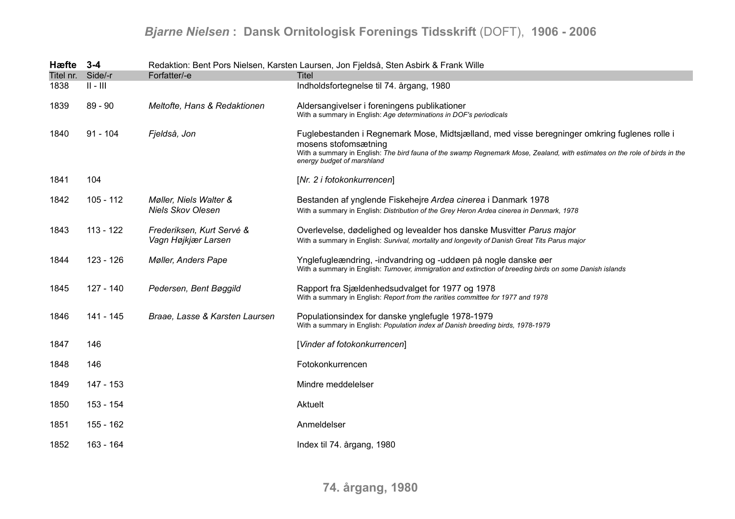**Hæfte 3-4** Redaktion: Bent Pors Nielsen, Karsten Laursen, Jon Fjeldså, Sten Asbirk & Frank Wille

| Titel nr. | Side/-r | Forfatter/-e | Titel |
|---|---|---|---|
| 1838 | II - III | | Indholdsfortegnelse til 74. årgang, 1980 |
| 1839 | 89 - 90 | *Meltofte, Hans & Redaktionen* | Aldersangivelser i foreningens publikationer<br>With a summary in English: *Age determinations in DOF's periodicals* |
| 1840 | 91 - 104 | *Fjeldså, Jon* | Fuglebestanden i Regnemark Mose, Midtsjælland, med visse beregninger omkring fuglenes rolle i mosens stofomsætning<br>With a summary in English: *The bird fauna of the swamp Regnemark Mose, Zealand, with estimates on the role of birds in the energy budget of marshland* |
| 1841 | 104 | | [*Nr. 2 i fotokonkurrencen*] |
| 1842 | 105 - 112 | *Møller, Niels Walter & Niels Skov Olesen* | Bestanden af ynglende Fiskehejre *Ardea cinerea* i Danmark 1978<br>With a summary in English: *Distribution of the Grey Heron Ardea cinerea in Denmark, 1978* |
| 1843 | 113 - 122 | *Frederiksen, Kurt Servé & Vagn Højkjær Larsen* | Overlevelse, dødelighed og levealder hos danske Musvitter *Parus major*<br>With a summary in English: *Survival, mortality and longevity of Danish Great Tits Parus major* |
| 1844 | 123 - 126 | *Møller, Anders Pape* | Ynglefugleændring, -indvandring og -uddøen på nogle danske øer<br>With a summary in English: *Turnover, immigration and extinction of breeding birds on some Danish islands* |
| 1845 | 127 - 140 | *Pedersen, Bent Bøggild* | Rapport fra Sjældenhedsudvalget for 1977 og 1978<br>With a summary in English: *Report from the rarities committee for 1977 and 1978* |
| 1846 | 141 - 145 | *Braae, Lasse & Karsten Laursen* | Populationsindex for danske ynglefugle 1978-1979<br>With a summary in English: *Population index af Danish breeding birds, 1978-1979* |
| 1847 | 146 | | [*Vinder af fotokonkurrencen*] |
| 1848 | 146 | | Fotokonkurrencen |
| 1849 | 147 - 153 | | Mindre meddelelser |
| 1850 | 153 - 154 | | Aktuelt |
| 1851 | 155 - 162 | | Anmeldelser |
| 1852 | 163 - 164 | | Index til 74. årgang, 1980 |

**74. årgang, 1980**